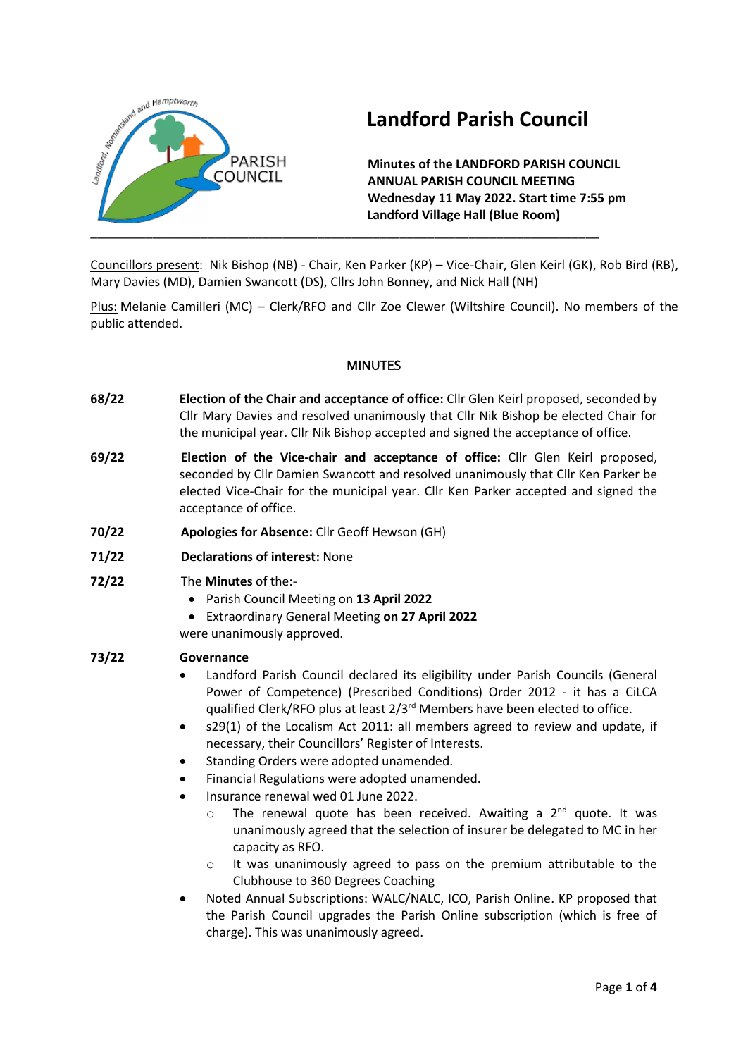# Landford Parish Council

**Minutes of the LANDFORD PARISH COUNCIL ANNUAL PARISH COUNCIL MEETING**
**Wednesday 11 May 2022. Start time 7:55 pm**
**Landford Village Hall (Blue Room)**

---

Councillors present: Nik Bishop (NB) - Chair, Ken Parker (KP) – Vice-Chair, Glen Keirl (GK), Rob Bird (RB), Mary Davies (MD), Damien Swancott (DS), Cllrs John Bonney, and Nick Hall (NH)

Plus: Melanie Camilleri (MC) – Clerk/RFO and Cllr Zoe Clewer (Wiltshire Council). No members of the public attended.

## MINUTES

**68/22** **Election of the Chair and acceptance of office:** Cllr Glen Keirl proposed, seconded by Cllr Mary Davies and resolved unanimously that Cllr Nik Bishop be elected Chair for the municipal year. Cllr Nik Bishop accepted and signed the acceptance of office.

**69/22** **Election of the Vice-chair and acceptance of office:** Cllr Glen Keirl proposed, seconded by Cllr Damien Swancott and resolved unanimously that Cllr Ken Parker be elected Vice-Chair for the municipal year. Cllr Ken Parker accepted and signed the acceptance of office.

**70/22** **Apologies for Absence:** Cllr Geoff Hewson (GH)

**71/22** **Declarations of interest:** None

**72/22** The **Minutes** of the:-

- Parish Council Meeting on **13 April 2022**
- Extraordinary General Meeting **on 27 April 2022**

were unanimously approved.

**73/22** **Governance**

- Landford Parish Council declared its eligibility under Parish Councils (General Power of Competence) (Prescribed Conditions) Order 2012 - it has a CiLCA qualified Clerk/RFO plus at least 2/3rd Members have been elected to office.
- s29(1) of the Localism Act 2011: all members agreed to review and update, if necessary, their Councillors' Register of Interests.
- Standing Orders were adopted unamended.
- Financial Regulations were adopted unamended.
- Insurance renewal wed 01 June 2022.
  - The renewal quote has been received. Awaiting a 2nd quote. It was unanimously agreed that the selection of insurer be delegated to MC in her capacity as RFO.
  - It was unanimously agreed to pass on the premium attributable to the Clubhouse to 360 Degrees Coaching
- Noted Annual Subscriptions: WALC/NALC, ICO, Parish Online. KP proposed that the Parish Council upgrades the Parish Online subscription (which is free of charge). This was unanimously agreed.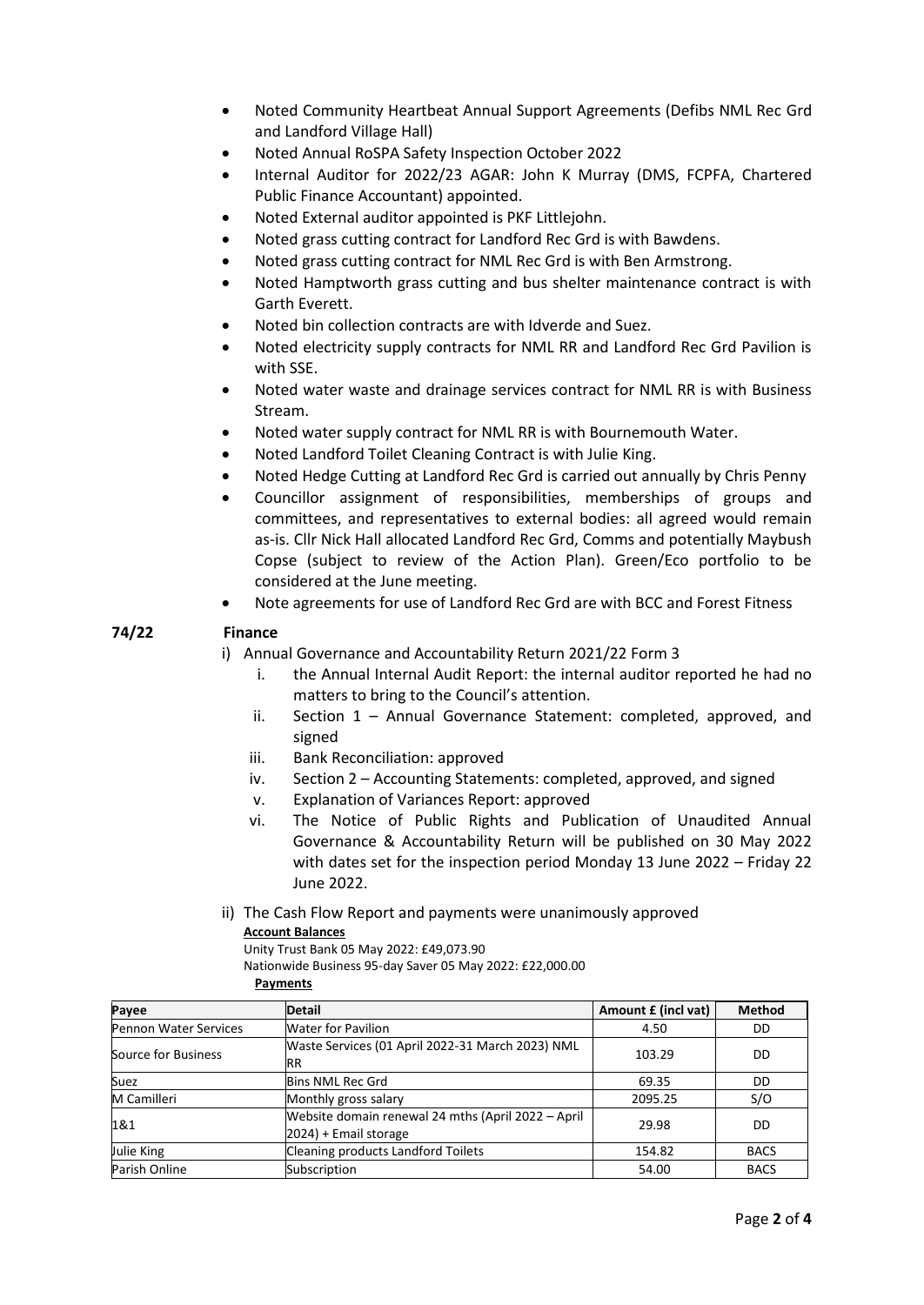- Noted Community Heartbeat Annual Support Agreements (Defibs NML Rec Grd and Landford Village Hall)
- Noted Annual RoSPA Safety Inspection October 2022
- Internal Auditor for 2022/23 AGAR: John K Murray (DMS, FCPFA, Chartered Public Finance Accountant) appointed.
- Noted External auditor appointed is PKF Littlejohn.
- Noted grass cutting contract for Landford Rec Grd is with Bawdens.
- Noted grass cutting contract for NML Rec Grd is with Ben Armstrong.
- Noted Hamptworth grass cutting and bus shelter maintenance contract is with Garth Everett.
- Noted bin collection contracts are with Idverde and Suez.
- Noted electricity supply contracts for NML RR and Landford Rec Grd Pavilion is with SSE.
- Noted water waste and drainage services contract for NML RR is with Business Stream.
- Noted water supply contract for NML RR is with Bournemouth Water.
- Noted Landford Toilet Cleaning Contract is with Julie King.
- Noted Hedge Cutting at Landford Rec Grd is carried out annually by Chris Penny
- Councillor assignment of responsibilities, memberships of groups and committees, and representatives to external bodies: all agreed would remain as-is. Cllr Nick Hall allocated Landford Rec Grd, Comms and potentially Maybush Copse (subject to review of the Action Plan). Green/Eco portfolio to be considered at the June meeting.
- Note agreements for use of Landford Rec Grd are with BCC and Forest Fitness

**74/22 Finance**

i) Annual Governance and Accountability Return 2021/22 Form 3
   i. the Annual Internal Audit Report: the internal auditor reported he had no matters to bring to the Council's attention.
   ii. Section 1 – Annual Governance Statement: completed, approved, and signed
   iii. Bank Reconciliation: approved
   iv. Section 2 – Accounting Statements: completed, approved, and signed
   v. Explanation of Variances Report: approved
   vi. The Notice of Public Rights and Publication of Unaudited Annual Governance & Accountability Return will be published on 30 May 2022 with dates set for the inspection period Monday 13 June 2022 – Friday 22 June 2022.

ii) The Cash Flow Report and payments were unanimously approved

**Account Balances**

Unity Trust Bank 05 May 2022: £49,073.90

Nationwide Business 95-day Saver 05 May 2022: £22,000.00

**Payments**

| Payee | Detail | Amount £ (incl vat) | Method |
|---|---|---|---|
| Pennon Water Services | Water for Pavilion | 4.50 | DD |
| Source for Business | Waste Services (01 April 2022-31 March 2023) NML RR | 103.29 | DD |
| Suez | Bins NML Rec Grd | 69.35 | DD |
| M Camilleri | Monthly gross salary | 2095.25 | S/O |
| 1&1 | Website domain renewal 24 mths (April 2022 – April 2024) + Email storage | 29.98 | DD |
| Julie King | Cleaning products Landford Toilets | 154.82 | BACS |
| Parish Online | Subscription | 54.00 | BACS |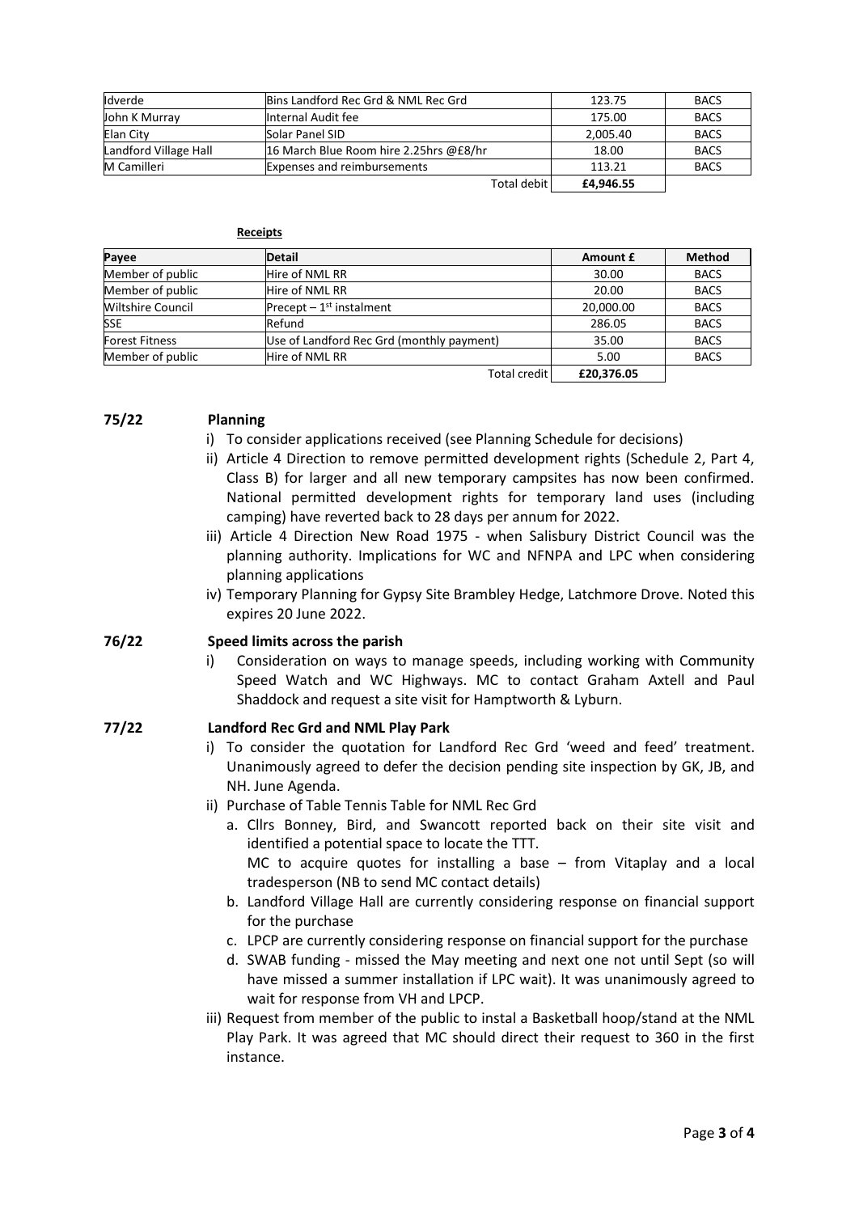| | | | |
|---|---|---|---|
| Idverde | Bins Landford Rec Grd & NML Rec Grd | 123.75 | BACS |
| John K Murray | Internal Audit fee | 175.00 | BACS |
| Elan City | Solar Panel SID | 2,005.40 | BACS |
| Landford Village Hall | 16 March Blue Room hire 2.25hrs @£8/hr | 18.00 | BACS |
| M Camilleri | Expenses and reimbursements | 113.21 | BACS |
| | Total debit | **£4,946.55** | |

**Receipts**

| **Payee** | **Detail** | **Amount £** | **Method** |
|---|---|---|---|
| Member of public | Hire of NML RR | 30.00 | BACS |
| Member of public | Hire of NML RR | 20.00 | BACS |
| Wiltshire Council | Precept – 1st instalment | 20,000.00 | BACS |
| SSE | Refund | 286.05 | BACS |
| Forest Fitness | Use of Landford Rec Grd (monthly payment) | 35.00 | BACS |
| Member of public | Hire of NML RR | 5.00 | BACS |
| | Total credit | **£20,376.05** | |

**75/22 Planning**

i) To consider applications received (see Planning Schedule for decisions)

ii) Article 4 Direction to remove permitted development rights (Schedule 2, Part 4, Class B) for larger and all new temporary campsites has now been confirmed. National permitted development rights for temporary land uses (including camping) have reverted back to 28 days per annum for 2022.

iii) Article 4 Direction New Road 1975 - when Salisbury District Council was the planning authority. Implications for WC and NFNPA and LPC when considering planning applications

iv) Temporary Planning for Gypsy Site Brambley Hedge, Latchmore Drove. Noted this expires 20 June 2022.

**76/22 Speed limits across the parish**

i) Consideration on ways to manage speeds, including working with Community Speed Watch and WC Highways. MC to contact Graham Axtell and Paul Shaddock and request a site visit for Hamptworth & Lyburn.

**77/22 Landford Rec Grd and NML Play Park**

i) To consider the quotation for Landford Rec Grd 'weed and feed' treatment. Unanimously agreed to defer the decision pending site inspection by GK, JB, and NH. June Agenda.

ii) Purchase of Table Tennis Table for NML Rec Grd

   a. Cllrs Bonney, Bird, and Swancott reported back on their site visit and identified a potential space to locate the TTT.
   MC to acquire quotes for installing a base – from Vitaplay and a local tradesperson (NB to send MC contact details)

   b. Landford Village Hall are currently considering response on financial support for the purchase

   c. LPCP are currently considering response on financial support for the purchase

   d. SWAB funding - missed the May meeting and next one not until Sept (so will have missed a summer installation if LPC wait). It was unanimously agreed to wait for response from VH and LPCP.

iii) Request from member of the public to instal a Basketball hoop/stand at the NML Play Park. It was agreed that MC should direct their request to 360 in the first instance.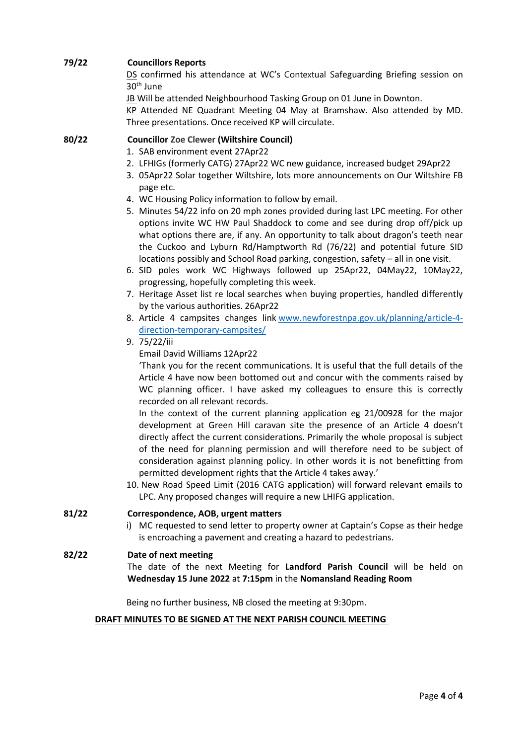**79/22 Councillors Reports**

DS confirmed his attendance at WC's Contextual Safeguarding Briefing session on 30th June

JB Will be attended Neighbourhood Tasking Group on 01 June in Downton.

KP Attended NE Quadrant Meeting 04 May at Bramshaw. Also attended by MD. Three presentations. Once received KP will circulate.

**80/22 Councillor Zoe Clewer (Wiltshire Council)**

1. SAB environment event 27Apr22
2. LFHIGs (formerly CATG) 27Apr22 WC new guidance, increased budget 29Apr22
3. 05Apr22 Solar together Wiltshire, lots more announcements on Our Wiltshire FB page etc.
4. WC Housing Policy information to follow by email.
5. Minutes 54/22 info on 20 mph zones provided during last LPC meeting. For other options invite WC HW Paul Shaddock to come and see during drop off/pick up what options there are, if any. An opportunity to talk about dragon's teeth near the Cuckoo and Lyburn Rd/Hamptworth Rd (76/22) and potential future SID locations possibly and School Road parking, congestion, safety – all in one visit.
6. SID poles work WC Highways followed up 25Apr22, 04May22, 10May22, progressing, hopefully completing this week.
7. Heritage Asset list re local searches when buying properties, handled differently by the various authorities. 26Apr22
8. Article 4 campsites changes link [www.newforestnpa.gov.uk/planning/article-4-direction-temporary-campsites/](www.newforestnpa.gov.uk/planning/article-4-direction-temporary-campsites/)
9. 75/22/iii

   Email David Williams 12Apr22

   'Thank you for the recent communications. It is useful that the full details of the Article 4 have now been bottomed out and concur with the comments raised by WC planning officer. I have asked my colleagues to ensure this is correctly recorded on all relevant records.

   In the context of the current planning application eg 21/00928 for the major development at Green Hill caravan site the presence of an Article 4 doesn't directly affect the current considerations. Primarily the whole proposal is subject of the need for planning permission and will therefore need to be subject of consideration against planning policy. In other words it is not benefitting from permitted development rights that the Article 4 takes away.'
10. New Road Speed Limit (2016 CATG application) will forward relevant emails to LPC. Any proposed changes will require a new LHIFG application.

**81/22 Correspondence, AOB, urgent matters**

i) MC requested to send letter to property owner at Captain's Copse as their hedge is encroaching a pavement and creating a hazard to pedestrians.

**82/22 Date of next meeting**

The date of the next Meeting for **Landford Parish Council** will be held on **Wednesday 15 June 2022** at **7:15pm** in the **Nomansland Reading Room**

Being no further business, NB closed the meeting at 9:30pm.

**DRAFT MINUTES TO BE SIGNED AT THE NEXT PARISH COUNCIL MEETING**